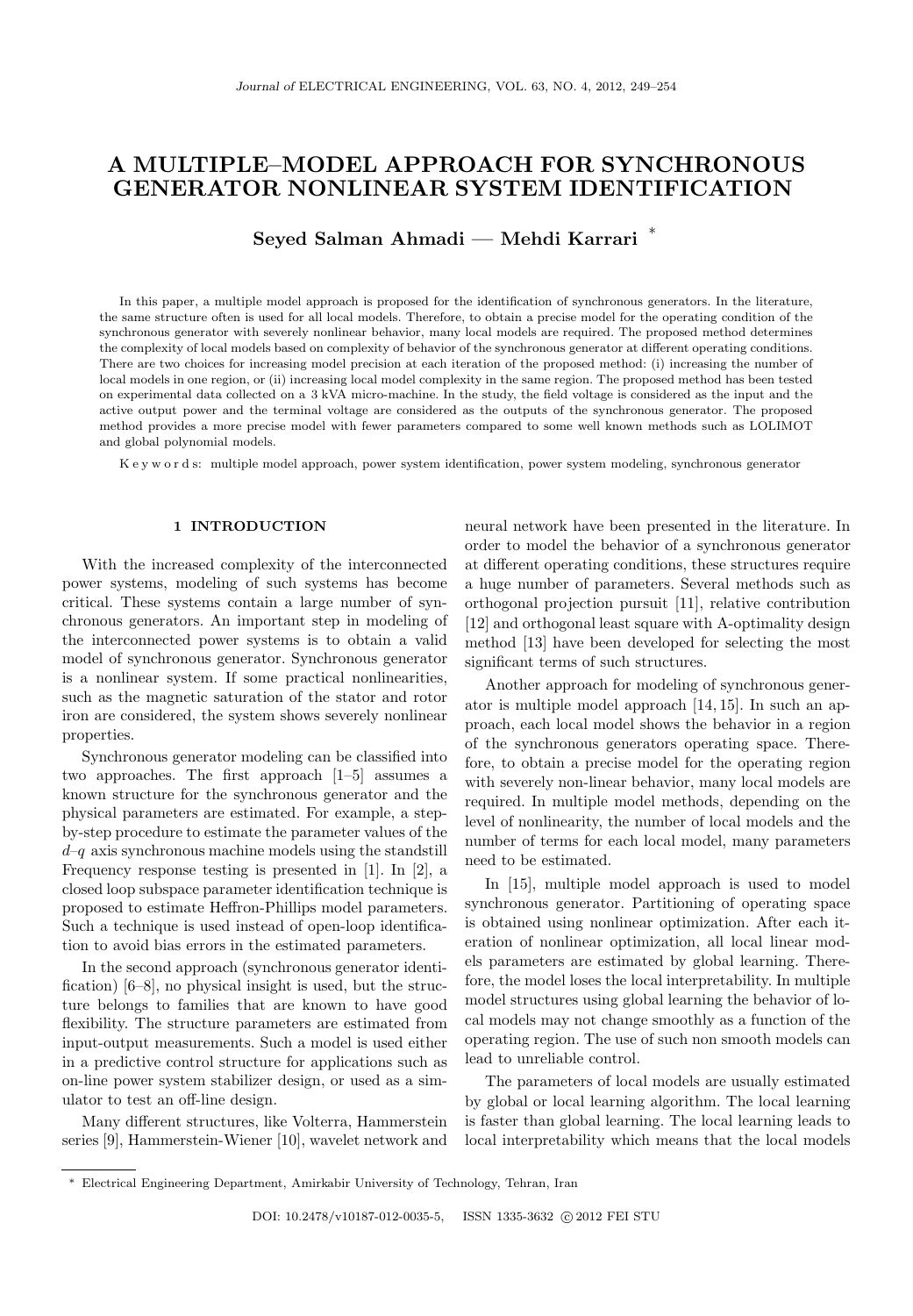# A MULTIPLE–MODEL APPROACH FOR SYNCHRONOUS GENERATOR NONLINEAR SYSTEM IDENTIFICATION

**Seyed Salman Ahmadi — Mehdi Karrari** [*]

In this paper, a multiple model approach is proposed for the identification of synchronous generators. In the literature, the same structure often is used for all local models. Therefore, to obtain a precise model for the operating condition of the synchronous generator with severely nonlinear behavior, many local models are required. The proposed method determines the complexity of local models based on complexity of behavior of the synchronous generator at different operating conditions. There are two choices for increasing model precision at each iteration of the proposed method: (i) increasing the number of local models in one region, or (ii) increasing local model complexity in the same region. The proposed method has been tested on experimental data collected on a 3 kVA micro-machine. In the study, the field voltage is considered as the input and the active output power and the terminal voltage are considered as the outputs of the synchronous generator. The proposed method provides a more precise model with fewer parameters compared to some well known methods such as LOLIMOT and global polynomial models.

K e y w o r d s: multiple model approach, power system identification, power system modeling, synchronous generator

## 1 INTRODUCTION

With the increased complexity of the interconnected power systems, modeling of such systems has become critical. These systems contain a large number of synchronous generators. An important step in modeling of the interconnected power systems is to obtain a valid model of synchronous generator. Synchronous generator is a nonlinear system. If some practical nonlinearities, such as the magnetic saturation of the stator and rotor iron are considered, the system shows severely nonlinear properties.

Synchronous generator modeling can be classified into two approaches. The first approach [1–5] assumes a known structure for the synchronous generator and the physical parameters are estimated. For example, a step-by-step procedure to estimate the parameter values of the $d$–$q$ axis synchronous machine models using the standstill Frequency response testing is presented in [1]. In [2], a closed loop subspace parameter identification technique is proposed to estimate Heffron-Phillips model parameters. Such a technique is used instead of open-loop identification to avoid bias errors in the estimated parameters.

In the second approach (synchronous generator identification) [6–8], no physical insight is used, but the structure belongs to families that are known to have good flexibility. The structure parameters are estimated from input-output measurements. Such a model is used either in a predictive control structure for applications such as on-line power system stabilizer design, or used as a simulator to test an off-line design.

Many different structures, like Volterra, Hammerstein series [9], Hammerstein-Wiener [10], wavelet network and neural network have been presented in the literature. In order to model the behavior of a synchronous generator at different operating conditions, these structures require a huge number of parameters. Several methods such as orthogonal projection pursuit [11], relative contribution [12] and orthogonal least square with A-optimality design method [13] have been developed for selecting the most significant terms of such structures.

Another approach for modeling of synchronous generator is multiple model approach [14, 15]. In such an approach, each local model shows the behavior in a region of the synchronous generators operating space. Therefore, to obtain a precise model for the operating region with severely non-linear behavior, many local models are required. In multiple model methods, depending on the level of nonlinearity, the number of local models and the number of terms for each local model, many parameters need to be estimated.

In [15], multiple model approach is used to model synchronous generator. Partitioning of operating space is obtained using nonlinear optimization. After each iteration of nonlinear optimization, all local linear models parameters are estimated by global learning. Therefore, the model loses the local interpretability. In multiple model structures using global learning the behavior of local models may not change smoothly as a function of the operating region. The use of such non smooth models can lead to unreliable control.

The parameters of local models are usually estimated by global or local learning algorithm. The local learning is faster than global learning. The local learning leads to local interpretability which means that the local models

---

[*] Electrical Engineering Department, Amirkabir University of Technology, Tehran, Iran

DOI: 10.2478/v10187-012-0035-5, ISSN 1335-3632 © 2012 FEI STU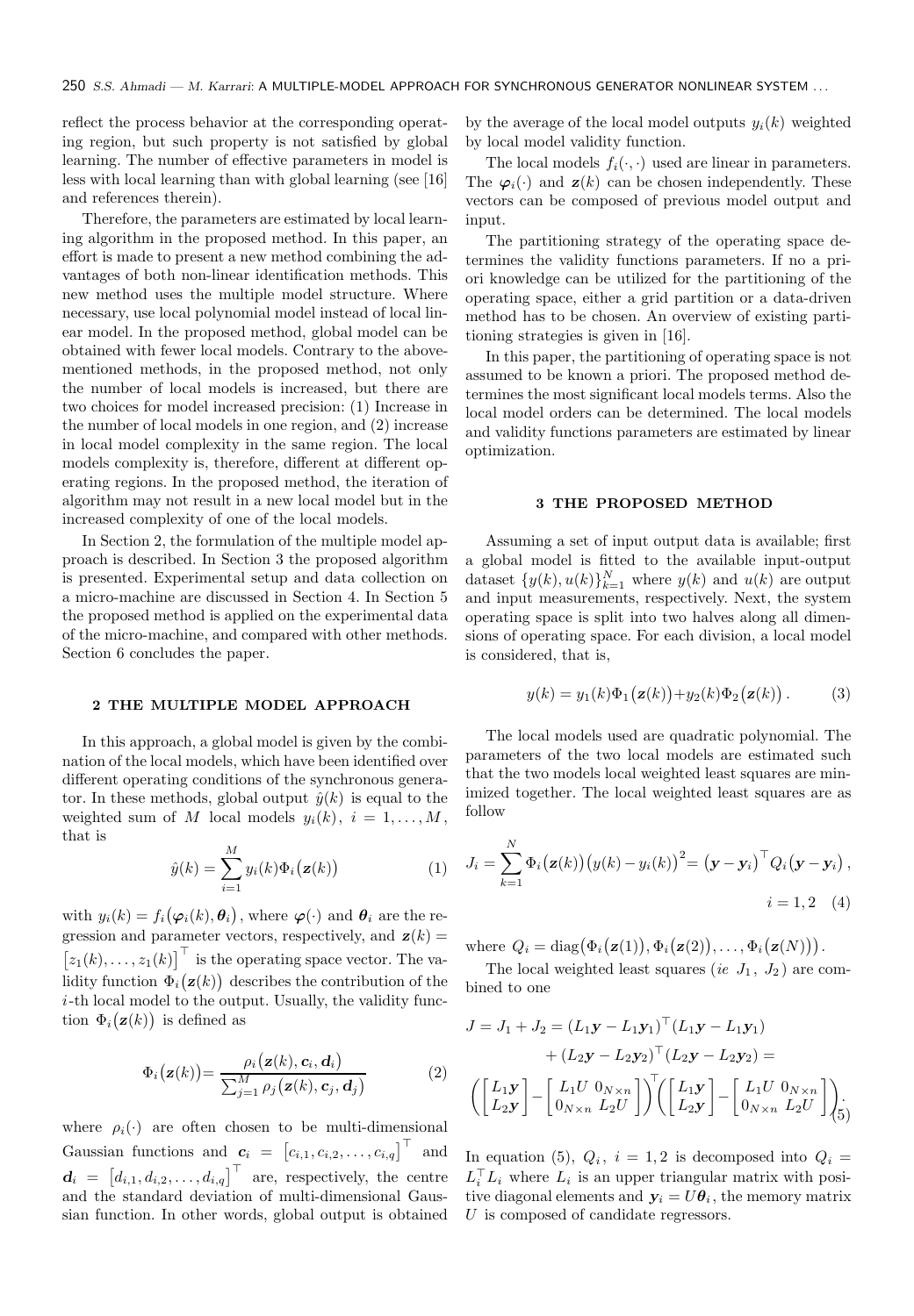reflect the process behavior at the corresponding operating region, but such property is not satisfied by global learning. The number of effective parameters in model is less with local learning than with global learning (see [16] and references therein).

Therefore, the parameters are estimated by local learning algorithm in the proposed method. In this paper, an effort is made to present a new method combining the advantages of both non-linear identification methods. This new method uses the multiple model structure. Where necessary, use local polynomial model instead of local linear model. In the proposed method, global model can be obtained with fewer local models. Contrary to the above-mentioned methods, in the proposed method, not only the number of local models is increased, but there are two choices for model increased precision: (1) Increase in the number of local models in one region, and (2) increase in local model complexity in the same region. The local models complexity is, therefore, different at different operating regions. In the proposed method, the iteration of algorithm may not result in a new local model but in the increased complexity of one of the local models.

In Section 2, the formulation of the multiple model approach is described. In Section 3 the proposed algorithm is presented. Experimental setup and data collection on a micro-machine are discussed in Section 4. In Section 5 the proposed method is applied on the experimental data of the micro-machine, and compared with other methods. Section 6 concludes the paper.

## 2 THE MULTIPLE MODEL APPROACH

In this approach, a global model is given by the combination of the local models, which have been identified over different operating conditions of the synchronous generator. In these methods, global output $\hat{y}(k)$ is equal to the weighted sum of $M$ local models $y_i(k)$, $i = 1, \dots, M$, that is

$$\hat{y}(k) = \sum_{i=1}^{M} y_i(k) \Phi_i\big(\boldsymbol{z}(k)\big) \tag{1}$$

with $y_i(k) = f_i\big(\boldsymbol{\varphi}_i(k), \boldsymbol{\theta}_i\big)$, where $\boldsymbol{\varphi}(\cdot)$ and $\boldsymbol{\theta}_i$ are the regression and parameter vectors, respectively, and $\boldsymbol{z}(k) = \big[z_1(k), \dots, z_1(k)\big]^\top$ is the operating space vector. The validity function $\Phi_i\big(\boldsymbol{z}(k)\big)$ describes the contribution of the $i$-th local model to the output. Usually, the validity function $\Phi_i\big(\boldsymbol{z}(k)\big)$ is defined as

$$\Phi_i\big(\boldsymbol{z}(k)\big) = \frac{\rho_i\big(\boldsymbol{z}(k), \boldsymbol{c}_i, \boldsymbol{d}_i\big)}{\sum_{j=1}^{M} \rho_j\big(\boldsymbol{z}(k), \boldsymbol{c}_j, \boldsymbol{d}_j\big)} \tag{2}$$

where $\rho_i(\cdot)$ are often chosen to be multi-dimensional Gaussian functions and $\boldsymbol{c}_i = \big[c_{i,1}, c_{i,2}, \dots, c_{i,q}\big]^\top$ and $\boldsymbol{d}_i = \big[d_{i,1}, d_{i,2}, \dots, d_{i,q}\big]^\top$ are, respectively, the centre and the standard deviation of multi-dimensional Gaussian function. In other words, global output is obtained by the average of the local model outputs $y_i(k)$ weighted by local model validity function.

The local models $f_i(\cdot, \cdot)$ used are linear in parameters. The $\boldsymbol{\varphi}_i(\cdot)$ and $\boldsymbol{z}(k)$ can be chosen independently. These vectors can be composed of previous model output and input.

The partitioning strategy of the operating space determines the validity functions parameters. If no a priori knowledge can be utilized for the partitioning of the operating space, either a grid partition or a data-driven method has to be chosen. An overview of existing partitioning strategies is given in [16].

In this paper, the partitioning of operating space is not assumed to be known a priori. The proposed method determines the most significant local models terms. Also the local model orders can be determined. The local models and validity functions parameters are estimated by linear optimization.

## 3 THE PROPOSED METHOD

Assuming a set of input output data is available; first a global model is fitted to the available input-output dataset $\{y(k), u(k)\}_{k=1}^{N}$ where $y(k)$ and $u(k)$ are output and input measurements, respectively. Next, the system operating space is split into two halves along all dimensions of operating space. For each division, a local model is considered, that is,

$$y(k) = y_1(k)\Phi_1\big(\boldsymbol{z}(k)\big) + y_2(k)\Phi_2\big(\boldsymbol{z}(k)\big). \tag{3}$$

The local models used are quadratic polynomial. The parameters of the two local models are estimated such that the two models local weighted least squares are minimized together. The local weighted least squares are as follow

$$J_i = \sum_{k=1}^{N} \Phi_i\big(\boldsymbol{z}(k)\big)\big(y(k) - y_i(k)\big)^2 = \big(\boldsymbol{y} - \boldsymbol{y}_i\big)^\top Q_i \big(\boldsymbol{y} - \boldsymbol{y}_i\big), \quad i = 1, 2 \tag{4}$$

where $Q_i = \operatorname{diag}\big(\Phi_i\big(\boldsymbol{z}(1)\big), \Phi_i\big(\boldsymbol{z}(2)\big), \dots, \Phi_i\big(\boldsymbol{z}(N)\big)\big)$.

The local weighted least squares (*ie* $J_1$, $J_2$) are combined to one

$$\begin{aligned} J = J_1 + J_2 &= (L_1\boldsymbol{y} - L_1\boldsymbol{y}_1)^\top (L_1\boldsymbol{y} - L_1\boldsymbol{y}_1) \\ &+ (L_2\boldsymbol{y} - L_2\boldsymbol{y}_2)^\top (L_2\boldsymbol{y} - L_2\boldsymbol{y}_2) = \\ \left( \begin{bmatrix} L_1\boldsymbol{y} \\ L_2\boldsymbol{y} \end{bmatrix} - \begin{bmatrix} L_1 U & 0_{N\times n} \\ 0_{N\times n} & L_2 U \end{bmatrix} \right)^\top &\left( \begin{bmatrix} L_1\boldsymbol{y} \\ L_2\boldsymbol{y} \end{bmatrix} - \begin{bmatrix} L_1 U & 0_{N\times n} \\ 0_{N\times n} & L_2 U \end{bmatrix} \right). \end{aligned} \tag{5}$$

In equation (5), $Q_i$, $i = 1, 2$ is decomposed into $Q_i = L_i^\top L_i$ where $L_i$ is an upper triangular matrix with positive diagonal elements and $\boldsymbol{y}_i = U\boldsymbol{\theta}_i$, the memory matrix $U$ is composed of candidate regressors.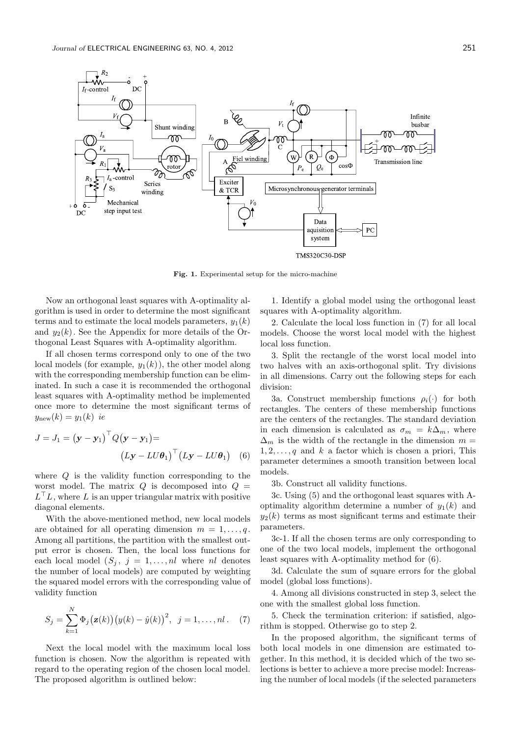**Fig. 1.** Experimental setup for the micro-machine

Now an orthogonal least squares with A-optimality algorithm is used in order to determine the most significant terms and to estimate the local models parameters, $y_1(k)$ and $y_2(k)$. See the Appendix for more details of the Orthogonal Least Squares with A-optimality algorithm.

If all chosen terms correspond only to one of the two local models (for example, $y_1(k)$), the other model along with the corresponding membership function can be eliminated. In such a case it is recommended the orthogonal least squares with A-optimality method be implemented once more to determine the most significant terms of $y_{\rm new}(k) = y_1(k)$ *ie*

$$J = J_1 = \big(\boldsymbol{y} - \boldsymbol{y}_1\big)^\top Q\big(\boldsymbol{y} - \boldsymbol{y}_1\big) = \big(L\boldsymbol{y} - LU\boldsymbol{\theta}_1\big)^\top \big(L\boldsymbol{y} - LU\boldsymbol{\theta}_1\big) \quad (6)$$

where $Q$ is the validity function corresponding to the worst model. The matrix $Q$ is decomposed into $Q = L^\top L$, where $L$ is an upper triangular matrix with positive diagonal elements.

With the above-mentioned method, new local models are obtained for all operating dimension $m = 1, \dots, q$. Among all partitions, the partition with the smallest output error is chosen. Then, the local loss functions for each local model ($S_j$, $j = 1, \dots, nl$ where $nl$ denotes the number of local models) are computed by weighting the squared model errors with the corresponding value of validity function

$$S_j = \sum_{k=1}^{N} \Phi_j\big(\boldsymbol{z}(k)\big)\big(y(k) - \hat{y}(k)\big)^2, \quad j = 1, \dots, nl\,. \quad (7)$$

Next the local model with the maximum local loss function is chosen. Now the algorithm is repeated with regard to the operating region of the chosen local model. The proposed algorithm is outlined below:

1. Identify a global model using the orthogonal least squares with A-optimality algorithm.

2. Calculate the local loss function in (7) for all local models. Choose the worst local model with the highest local loss function.

3. Split the rectangle of the worst local model into two halves with an axis-orthogonal split. Try divisions in all dimensions. Carry out the following steps for each division:

3a. Construct membership functions $\rho_i(\cdot)$ for both rectangles. The centers of these membership functions are the centers of the rectangles. The standard deviation in each dimension is calculated as $\sigma_m = k\Delta_m$, where $\Delta_m$ is the width of the rectangle in the dimension $m = 1, 2, \dots, q$ and $k$ a factor which is chosen a priori, This parameter determines a smooth transition between local models.

3b. Construct all validity functions.

3c. Using (5) and the orthogonal least squares with A-optimality algorithm determine a number of $y_1(k)$ and $y_2(k)$ terms as most significant terms and estimate their parameters.

3c-1. If all the chosen terms are only corresponding to one of the two local models, implement the orthogonal least squares with A-optimality method for (6).

3d. Calculate the sum of square errors for the global model (global loss functions).

4. Among all divisions constructed in step 3, select the one with the smallest global loss function.

5. Check the termination criterion: if satisfied, algorithm is stopped. Otherwise go to step 2.

In the proposed algorithm, the significant terms of both local models in one dimension are estimated together. In this method, it is decided which of the two selections is better to achieve a more precise model: Increasing the number of local models (if the selected parameters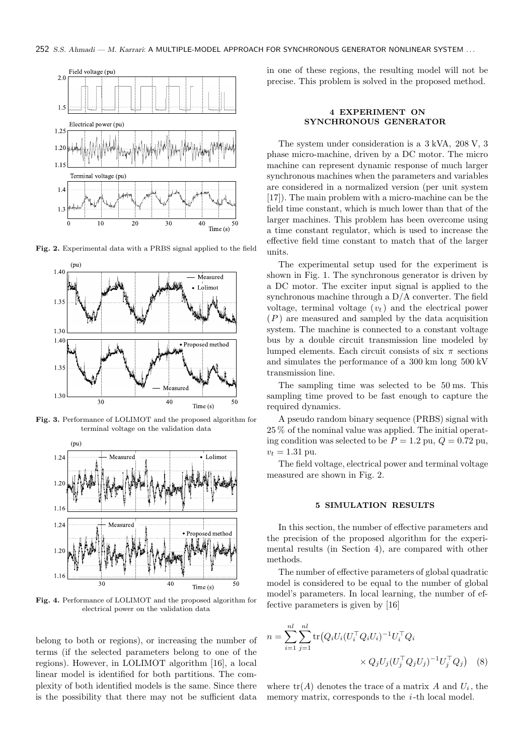Fig. 2. Experimental data with a PRBS signal applied to the field

Fig. 3. Performance of LOLIMOT and the proposed algorithm for terminal voltage on the validation data

Fig. 4. Performance of LOLIMOT and the proposed algorithm for electrical power on the validation data

belong to both or regions), or increasing the number of terms (if the selected parameters belong to one of the regions). However, in LOLIMOT algorithm [16], a local linear model is identified for both partitions. The complexity of both identified models is the same. Since there is the possibility that there may not be sufficient data in one of these regions, the resulting model will not be precise. This problem is solved in the proposed method.

## 4 EXPERIMENT ON SYNCHRONOUS GENERATOR

The system under consideration is a 3 kVA, 208 V, 3 phase micro-machine, driven by a DC motor. The micro machine can represent dynamic response of much larger synchronous machines when the parameters and variables are considered in a normalized version (per unit system [17]). The main problem with a micro-machine can be the field time constant, which is much lower than that of the larger machines. This problem has been overcome using a time constant regulator, which is used to increase the effective field time constant to match that of the larger units.

The experimental setup used for the experiment is shown in Fig. 1. The synchronous generator is driven by a DC motor. The exciter input signal is applied to the synchronous machine through a D/A converter. The field voltage, terminal voltage ($v_t$) and the electrical power ($P$) are measured and sampled by the data acquisition system. The machine is connected to a constant voltage bus by a double circuit transmission line modeled by lumped elements. Each circuit consists of six $\pi$ sections and simulates the performance of a 300 km long 500 kV transmission line.

The sampling time was selected to be 50 ms. This sampling time proved to be fast enough to capture the required dynamics.

A pseudo random binary sequence (PRBS) signal with 25 % of the nominal value was applied. The initial operating condition was selected to be $P = 1.2$ pu, $Q = 0.72$ pu, $v_t = 1.31$ pu.

The field voltage, electrical power and terminal voltage measured are shown in Fig. 2.

## 5 SIMULATION RESULTS

In this section, the number of effective parameters and the precision of the proposed algorithm for the experimental results (in Section 4), are compared with other methods.

The number of effective parameters of global quadratic model is considered to be equal to the number of global model's parameters. In local learning, the number of effective parameters is given by [16]

$$n = \sum_{i=1}^{nl}\sum_{j=1}^{nl} \operatorname{tr}\big(Q_i U_i (U_i^\top Q_i U_i)^{-1} U_i^\top Q_i \times Q_j U_j (U_j^\top Q_j U_j)^{-1} U_j^\top Q_j\big) \quad (8)$$

where $\operatorname{tr}(A)$ denotes the trace of a matrix $A$ and $U_i$, the memory matrix, corresponds to the $i$-th local model.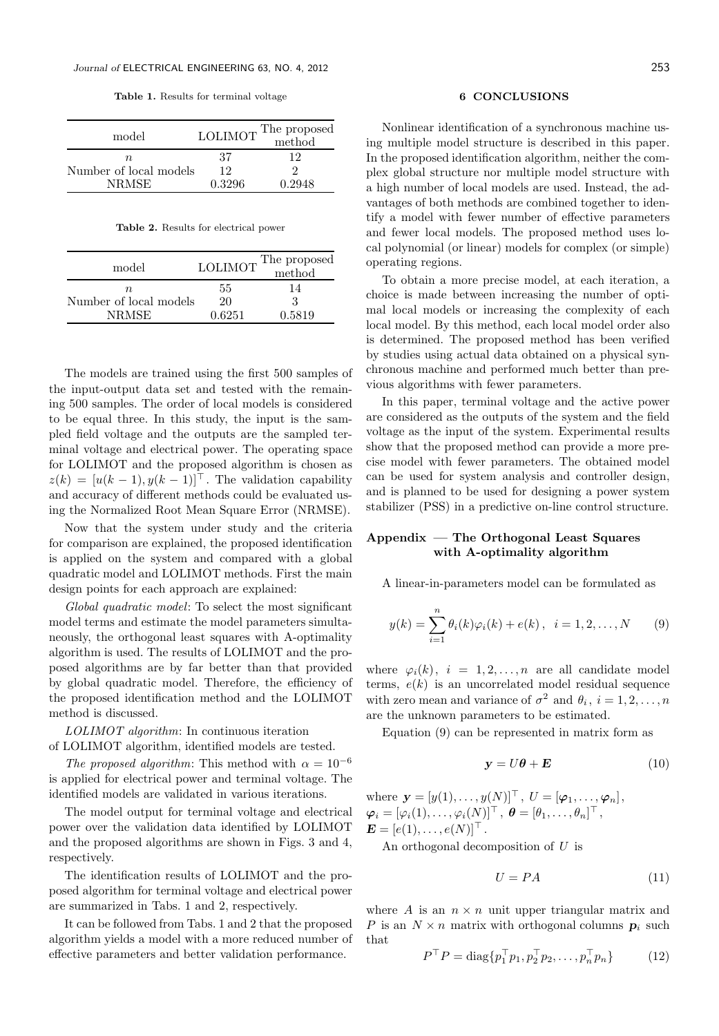**Table 1.** Results for terminal voltage

| model | LOLIMOT | The proposed method |
|---|---|---|
| $n$ | 37 | 12 |
| Number of local models | 12 | 2 |
| NRMSE | 0.3296 | 0.2948 |

**Table 2.** Results for electrical power

| model | LOLIMOT | The proposed method |
|---|---|---|
| $n$ | 55 | 14 |
| Number of local models | 20 | 3 |
| NRMSE | 0.6251 | 0.5819 |

The models are trained using the first 500 samples of the input-output data set and tested with the remaining 500 samples. The order of local models is considered to be equal three. In this study, the input is the sampled field voltage and the outputs are the sampled terminal voltage and electrical power. The operating space for LOLIMOT and the proposed algorithm is chosen as $z(k) = [u(k-1), y(k-1)]^\top$. The validation capability and accuracy of different methods could be evaluated using the Normalized Root Mean Square Error (NRMSE).

Now that the system under study and the criteria for comparison are explained, the proposed identification is applied on the system and compared with a global quadratic model and LOLIMOT methods. First the main design points for each approach are explained:

*Global quadratic model*: To select the most significant model terms and estimate the model parameters simultaneously, the orthogonal least squares with A-optimality algorithm is used. The results of LOLIMOT and the proposed algorithms are by far better than that provided by global quadratic model. Therefore, the efficiency of the proposed identification method and the LOLIMOT method is discussed.

*LOLIMOT algorithm*: In continuous iteration of LOLIMOT algorithm, identified models are tested.

*The proposed algorithm*: This method with $\alpha = 10^{-6}$ is applied for electrical power and terminal voltage. The identified models are validated in various iterations.

The model output for terminal voltage and electrical power over the validation data identified by LOLIMOT and the proposed algorithms are shown in Figs. 3 and 4, respectively.

The identification results of LOLIMOT and the proposed algorithm for terminal voltage and electrical power are summarized in Tabs. 1 and 2, respectively.

It can be followed from Tabs. 1 and 2 that the proposed algorithm yields a model with a more reduced number of effective parameters and better validation performance.

## 6 CONCLUSIONS

Nonlinear identification of a synchronous machine using multiple model structure is described in this paper. In the proposed identification algorithm, neither the complex global structure nor multiple model structure with a high number of local models are used. Instead, the advantages of both methods are combined together to identify a model with fewer number of effective parameters and fewer local models. The proposed method uses local polynomial (or linear) models for complex (or simple) operating regions.

To obtain a more precise model, at each iteration, a choice is made between increasing the number of optimal local models or increasing the complexity of each local model. By this method, each local model order also is determined. The proposed method has been verified by studies using actual data obtained on a physical synchronous machine and performed much better than previous algorithms with fewer parameters.

In this paper, terminal voltage and the active power are considered as the outputs of the system and the field voltage as the input of the system. Experimental results show that the proposed method can provide a more precise model with fewer parameters. The obtained model can be used for system analysis and controller design, and is planned to be used for designing a power system stabilizer (PSS) in a predictive on-line control structure.

## Appendix — The Orthogonal Least Squares with A-optimality algorithm

A linear-in-parameters model can be formulated as

$$y(k) = \sum_{i=1}^{n} \theta_i(k)\varphi_i(k) + e(k)\,, \quad i = 1, 2, \dots, N \tag{9}$$

where $\varphi_i(k)$, $i = 1, 2, \dots, n$ are all candidate model terms, $e(k)$ is an uncorrelated model residual sequence with zero mean and variance of $\sigma^2$ and $\theta_i$, $i = 1, 2, \dots, n$ are the unknown parameters to be estimated.

Equation (9) can be represented in matrix form as

$$\boldsymbol{y} = U\boldsymbol{\theta} + \boldsymbol{E} \tag{10}$$

where $\boldsymbol{y} = [y(1), \dots, y(N)]^\top$, $U = [\boldsymbol{\varphi}_1, \dots, \boldsymbol{\varphi}_n]$, $\boldsymbol{\varphi}_i = [\varphi_i(1), \dots, \varphi_i(N)]^\top$, $\boldsymbol{\theta} = [\theta_1, \dots, \theta_n]^\top$, $\boldsymbol{E} = [e(1), \dots, e(N)]^\top$.

An orthogonal decomposition of $U$ is

$$U = PA \tag{11}$$

where $A$ is an $n \times n$ unit upper triangular matrix and $P$ is an $N \times n$ matrix with orthogonal columns $\boldsymbol{p}_i$ such that

$$P^\top P = \mathrm{diag}\{p_1^\top p_1, p_2^\top p_2, \dots, p_n^\top p_n\} \tag{12}$$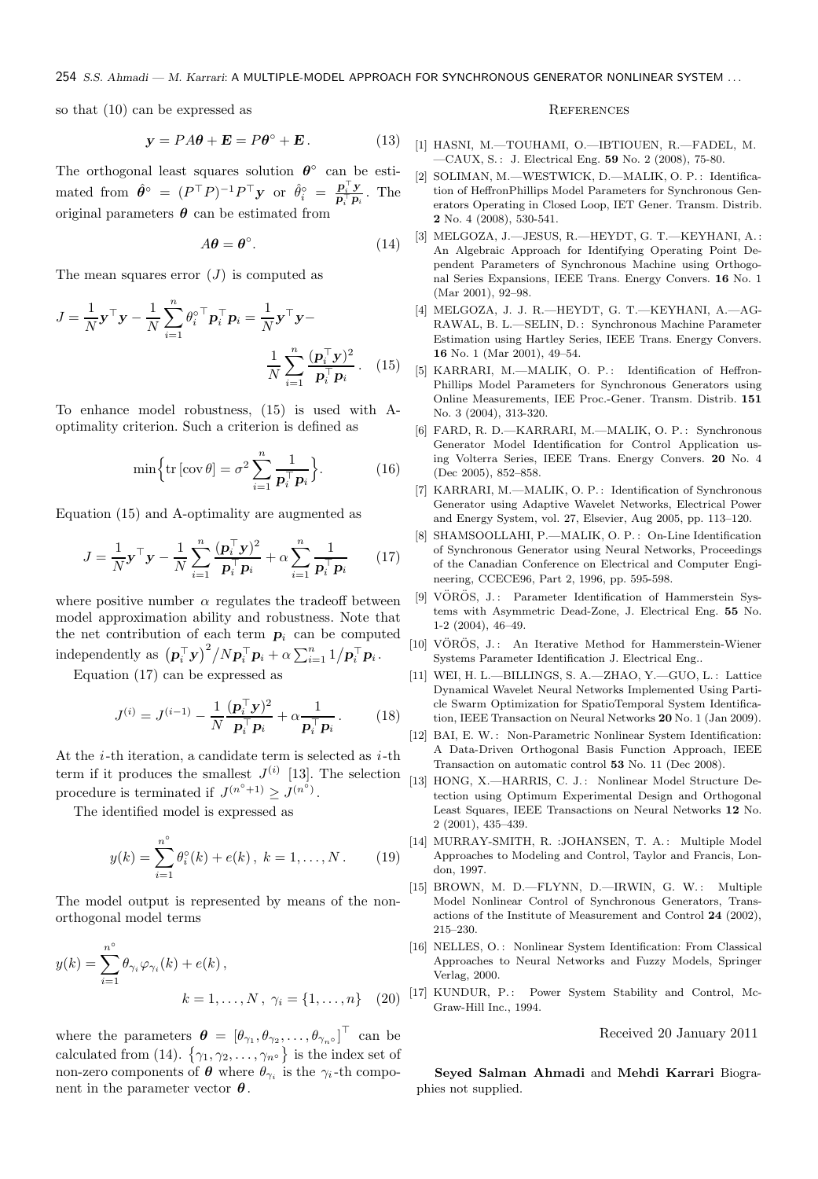so that (10) can be expressed as

$$\boldsymbol{y} = PA\boldsymbol{\theta} + \boldsymbol{E} = P\boldsymbol{\theta}^{\circ} + \boldsymbol{E}\,. \tag{13}$$

The orthogonal least squares solution $\boldsymbol{\theta}^{\circ}$ can be estimated from $\hat{\boldsymbol{\theta}}^{\circ} = (P^{\top}P)^{-1}P^{\top}\boldsymbol{y}$ or $\hat{\theta}_i^{\circ} = \frac{\boldsymbol{p}_i^{\top}\boldsymbol{y}}{\boldsymbol{p}_i^{\top}\boldsymbol{p}_i}$. The original parameters $\boldsymbol{\theta}$ can be estimated from

$$A\boldsymbol{\theta} = \boldsymbol{\theta}^{\circ}. \tag{14}$$

The mean squares error $(J)$ is computed as

$$J = \frac{1}{N}\boldsymbol{y}^{\top}\boldsymbol{y} - \frac{1}{N}\sum_{i=1}^{n}\theta_i^{\circ\top}\boldsymbol{p}_i^{\top}\boldsymbol{p}_i = \frac{1}{N}\boldsymbol{y}^{\top}\boldsymbol{y} - \frac{1}{N}\sum_{i=1}^{n}\frac{(\boldsymbol{p}_i^{\top}\boldsymbol{y})^2}{\boldsymbol{p}_i^{\top}\boldsymbol{p}_i}\,. \tag{15}$$

To enhance model robustness, (15) is used with A-optimality criterion. Such a criterion is defined as

$$\min\Big\{\mathrm{tr}\,[\mathrm{cov}\,\theta] = \sigma^2\sum_{i=1}^{n}\frac{1}{\boldsymbol{p}_i^{\top}\boldsymbol{p}_i}\Big\}. \tag{16}$$

Equation (15) and A-optimality are augmented as

$$J = \frac{1}{N}\boldsymbol{y}^{\top}\boldsymbol{y} - \frac{1}{N}\sum_{i=1}^{n}\frac{(\boldsymbol{p}_i^{\top}\boldsymbol{y})^2}{\boldsymbol{p}_i^{\top}\boldsymbol{p}_i} + \alpha\sum_{i=1}^{n}\frac{1}{\boldsymbol{p}_i^{\top}\boldsymbol{p}_i} \tag{17}$$

where positive number $\alpha$ regulates the tradeoff between model approximation ability and robustness. Note that the net contribution of each term $\boldsymbol{p}_i$ can be computed independently as $\left(\boldsymbol{p}_i^{\top}\boldsymbol{y}\right)^2/N\boldsymbol{p}_i^{\top}\boldsymbol{p}_i + \alpha\sum_{i=1}^{n}1/\boldsymbol{p}_i^{\top}\boldsymbol{p}_i$.

Equation (17) can be expressed as

$$J^{(i)} = J^{(i-1)} - \frac{1}{N}\frac{(\boldsymbol{p}_i^{\top}\boldsymbol{y})^2}{\boldsymbol{p}_i^{\top}\boldsymbol{p}_i} + \alpha\frac{1}{\boldsymbol{p}_i^{\top}\boldsymbol{p}_i}\,. \tag{18}$$

At the $i$-th iteration, a candidate term is selected as $i$-th term if it produces the smallest $J^{(i)}$ [13]. The selection procedure is terminated if $J^{(n^{\circ}+1)} \geq J^{(n^{\circ})}$.

The identified model is expressed as

$$y(k) = \sum_{i=1}^{n^{\circ}}\theta_i^{\circ}(k) + e(k)\,,\ k = 1,\dots,N\,. \tag{19}$$

The model output is represented by means of the non-orthogonal model terms

$$y(k) = \sum_{i=1}^{n^{\circ}}\theta_{\gamma_i}\varphi_{\gamma_i}(k) + e(k)\,, \quad k = 1,\dots,N\,,\ \gamma_i = \{1,\dots,n\} \tag{20}$$

where the parameters $\boldsymbol{\theta} = \left[\theta_{\gamma_1},\theta_{\gamma_2},\dots,\theta_{\gamma_{n^{\circ}}}\right]^{\top}$ can be calculated from (14). $\left\{\gamma_1,\gamma_2,\dots,\gamma_{n^{\circ}}\right\}$ is the index set of non-zero components of $\boldsymbol{\theta}$ where $\theta_{\gamma_i}$ is the $\gamma_i$-th component in the parameter vector $\boldsymbol{\theta}$.

## References

[1] HASNI, M.—TOUHAMI, O.—IBTIOUEN, R.—FADEL, M. —CAUX, S.: J. Electrical Eng. **59** No. 2 (2008), 75-80.

[2] SOLIMAN, M.—WESTWICK, D.—MALIK, O. P.: Identification of HeffronPhillips Model Parameters for Synchronous Generators Operating in Closed Loop, IET Gener. Transm. Distrib. **2** No. 4 (2008), 530-541.

[3] MELGOZA, J.—JESUS, R.—HEYDT, G. T.—KEYHANI, A.: An Algebraic Approach for Identifying Operating Point Dependent Parameters of Synchronous Machine using Orthogonal Series Expansions, IEEE Trans. Energy Convers. **16** No. 1 (Mar 2001), 92–98.

[4] MELGOZA, J. J. R.—HEYDT, G. T.—KEYHANI, A.—AGRAWAL, B. L.—SELIN, D.: Synchronous Machine Parameter Estimation using Hartley Series, IEEE Trans. Energy Convers. **16** No. 1 (Mar 2001), 49–54.

[5] KARRARI, M.—MALIK, O. P.: Identification of Heffron-Phillips Model Parameters for Synchronous Generators using Online Measurements, IEE Proc.-Gener. Transm. Distrib. **151** No. 3 (2004), 313-320.

[6] FARD, R. D.—KARRARI, M.—MALIK, O. P.: Synchronous Generator Model Identification for Control Application using Volterra Series, IEEE Trans. Energy Convers. **20** No. 4 (Dec 2005), 852–858.

[7] KARRARI, M.—MALIK, O. P.: Identification of Synchronous Generator using Adaptive Wavelet Networks, Electrical Power and Energy System, vol. 27, Elsevier, Aug 2005, pp. 113–120.

[8] SHAMSOOLLAHI, P.—MALIK, O. P.: On-Line Identification of Synchronous Generator using Neural Networks, Proceedings of the Canadian Conference on Electrical and Computer Engineering, CCECE96, Part 2, 1996, pp. 595-598.

[9] VÖRÖS, J.: Parameter Identification of Hammerstein Systems with Asymmetric Dead-Zone, J. Electrical Eng. **55** No. 1-2 (2004), 46–49.

[10] VÖRÖS, J.: An Iterative Method for Hammerstein-Wiener Systems Parameter Identification J. Electrical Eng..

[11] WEI, H. L.—BILLINGS, S. A.—ZHAO, Y.—GUO, L.: Lattice Dynamical Wavelet Neural Networks Implemented Using Particle Swarm Optimization for SpatioTemporal System Identification, IEEE Transaction on Neural Networks **20** No. 1 (Jan 2009).

[12] BAI, E. W.: Non-Parametric Nonlinear System Identification: A Data-Driven Orthogonal Basis Function Approach, IEEE Transaction on automatic control **53** No. 11 (Dec 2008).

[13] HONG, X.—HARRIS, C. J.: Nonlinear Model Structure Detection using Optimum Experimental Design and Orthogonal Least Squares, IEEE Transactions on Neural Networks **12** No. 2 (2001), 435–439.

[14] MURRAY-SMITH, R. :JOHANSEN, T. A.: Multiple Model Approaches to Modeling and Control, Taylor and Francis, London, 1997.

[15] BROWN, M. D.—FLYNN, D.—IRWIN, G. W.: Multiple Model Nonlinear Control of Synchronous Generators, Transactions of the Institute of Measurement and Control **24** (2002), 215–230.

[16] NELLES, O.: Nonlinear System Identification: From Classical Approaches to Neural Networks and Fuzzy Models, Springer Verlag, 2000.

[17] KUNDUR, P.: Power System Stability and Control, McGraw-Hill Inc., 1994.

Received 20 January 2011

**Seyed Salman Ahmadi** and **Mehdi Karrari** Biographies not supplied.